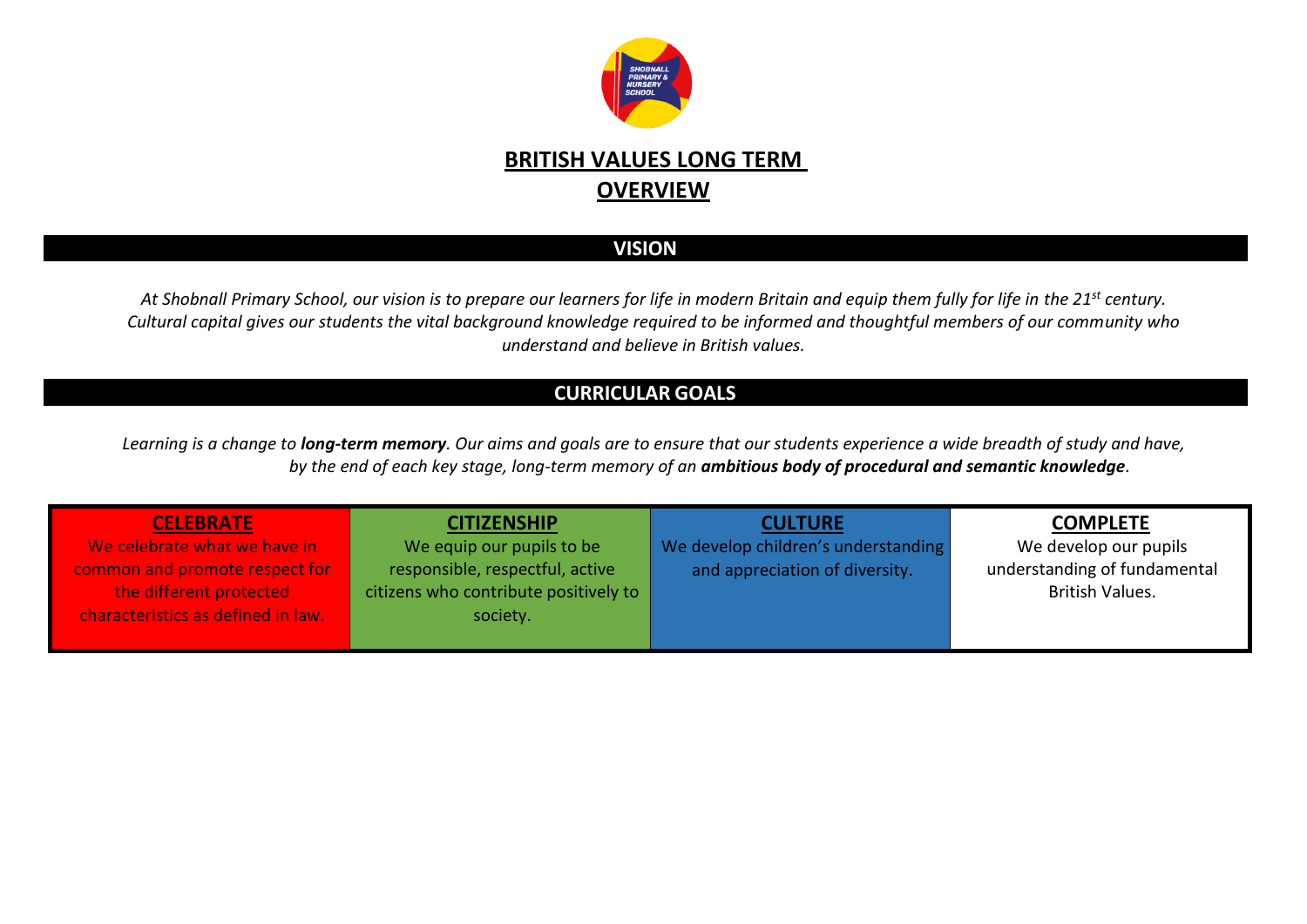# BRITISH VALUES LONG TERM OVERVIEW

## VISION

*At Shobnall Primary School, our vision is to prepare our learners for life in modern Britain and equip them fully for life in the 21st century. Cultural capital gives our students the vital background knowledge required to be informed and thoughtful members of our community who understand and believe in British values.*

## CURRICULAR GOALS

*Learning is a change to **long-term memory**. Our aims and goals are to ensure that our students experience a wide breadth of study and have, by the end of each key stage, long-term memory of an **ambitious body of procedural and semantic knowledge**.*

| **CELEBRATE** | **CITIZENSHIP** | **CULTURE** | **COMPLETE** |
|---|---|---|---|
| We celebrate what we have in common and promote respect for the different protected characteristics as defined in law. | We equip our pupils to be responsible, respectful, active citizens who contribute positively to society. | We develop children's understanding and appreciation of diversity. | We develop our pupils understanding of fundamental British Values. |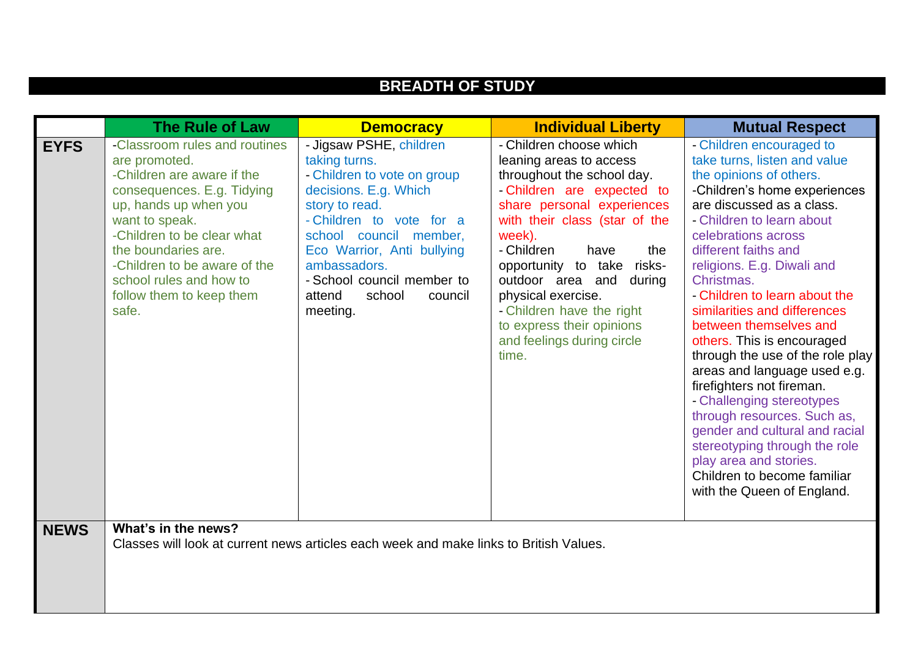## BREADTH OF STUDY

| | The Rule of Law | Democracy | Individual Liberty | Mutual Respect |
|---|---|---|---|---|
| **EYFS** | -Classroom rules and routines are promoted.<br>-Children are aware if the consequences. E.g. Tidying up, hands up when you want to speak.<br>-Children to be clear what the boundaries are.<br>-Children to be aware of the school rules and how to follow them to keep them safe. | - Jigsaw PSHE, children taking turns.<br>- Children to vote on group decisions. E.g. Which story to read.<br>- Children to vote for a school council member, Eco Warrior, Anti bullying ambassadors.<br>- School council member to attend school council meeting. | - Children choose which leaning areas to access throughout the school day.<br>- Children are expected to share personal experiences with their class (star of the week).<br>- Children have the opportunity to take risks- outdoor area and during physical exercise.<br>- Children have the right to express their opinions and feelings during circle time. | - Children encouraged to take turns, listen and value the opinions of others.<br>-Children's home experiences are discussed as a class.<br>- Children to learn about celebrations across different faiths and religions. E.g. Diwali and Christmas.<br>- Children to learn about the similarities and differences between themselves and others. This is encouraged through the use of the role play areas and language used e.g. firefighters not fireman.<br>- Challenging stereotypes through resources. Such as, gender and cultural and racial stereotyping through the role play area and stories.<br>Children to become familiar with the Queen of England. |
| **NEWS** | **What's in the news?**<br>Classes will look at current news articles each week and make links to British Values. | | | |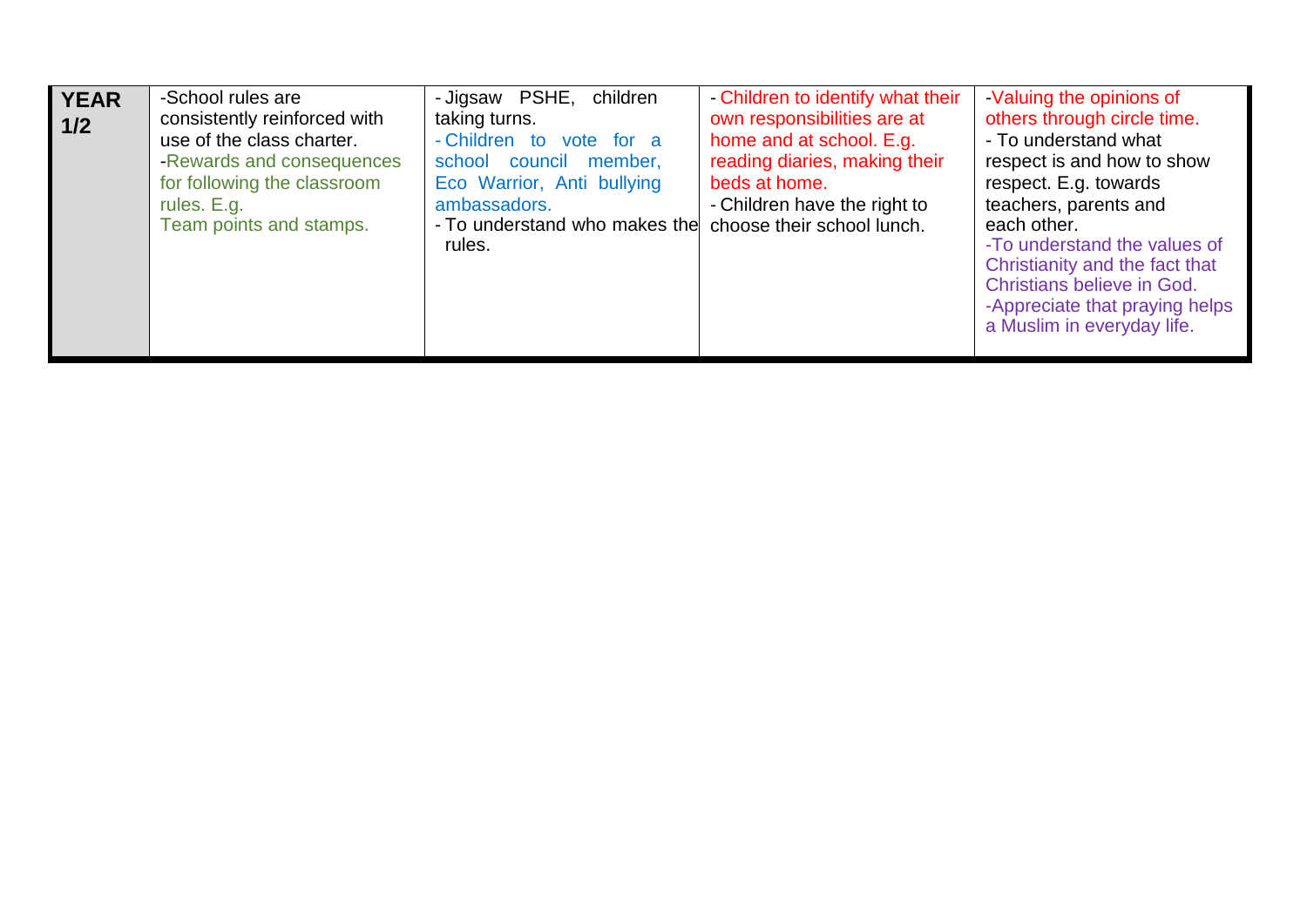| | | | | |
|---|---|---|---|---|
| **YEAR 1/2** | -School rules are consistently reinforced with use of the class charter.<br>-Rewards and consequences for following the classroom rules. E.g.<br>Team points and stamps. | - Jigsaw PSHE, children taking turns.<br>- Children to vote for a school council member, Eco Warrior, Anti bullying ambassadors.<br>- To understand who makes the rules. | - Children to identify what their own responsibilities are at home and at school. E.g. reading diaries, making their beds at home.<br>- Children have the right to choose their school lunch. | -Valuing the opinions of others through circle time.<br>- To understand what respect is and how to show respect. E.g. towards teachers, parents and each other.<br>-To understand the values of Christianity and the fact that Christians believe in God.<br>-Appreciate that praying helps a Muslim in everyday life. |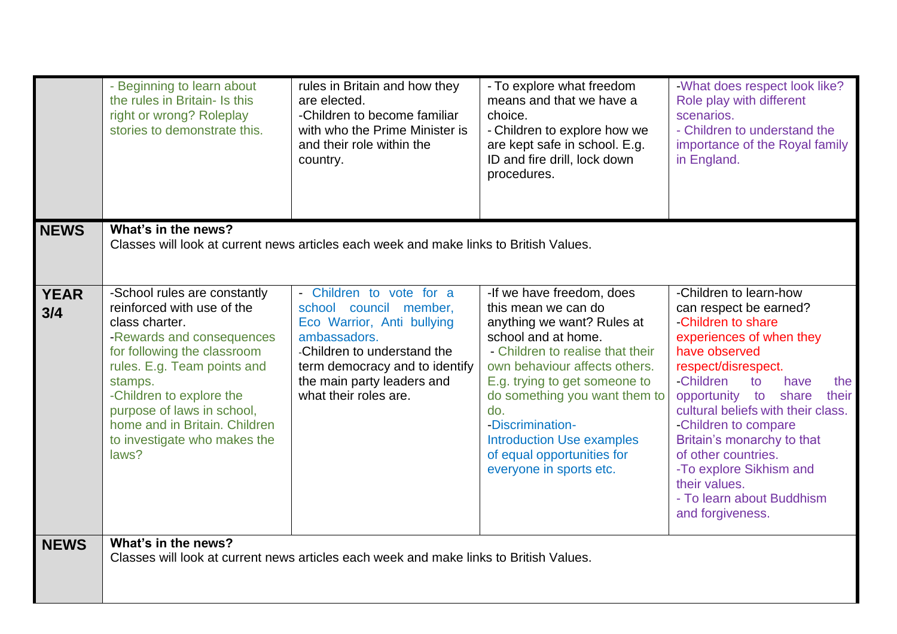| | | | | |
|---|---|---|---|---|
| | - Beginning to learn about the rules in Britain- Is this right or wrong? Roleplay stories to demonstrate this. | rules in Britain and how they are elected.<br>-Children to become familiar with who the Prime Minister is and their role within the country. | - To explore what freedom means and that we have a choice.<br>- Children to explore how we are kept safe in school. E.g. ID and fire drill, lock down procedures. | -What does respect look like? Role play with different scenarios.<br>- Children to understand the importance of the Royal family in England. |
| **NEWS** | **What's in the news?**<br>Classes will look at current news articles each week and make links to British Values. | | | |
| **YEAR 3/4** | -School rules are constantly reinforced with use of the class charter.<br>-Rewards and consequences for following the classroom rules. E.g. Team points and stamps.<br>-Children to explore the purpose of laws in school, home and in Britain. Children to investigate who makes the laws? | - Children to vote for a school council member, Eco Warrior, Anti bullying ambassadors.<br>-Children to understand the term democracy and to identify the main party leaders and what their roles are. | -If we have freedom, does this mean we can do anything we want? Rules at school and at home.<br>- Children to realise that their own behaviour affects others. E.g. trying to get someone to do something you want them to do.<br>-Discrimination-Introduction Use examples of equal opportunities for everyone in sports etc. | -Children to learn-how can respect be earned?<br>-Children to share experiences of when they have observed respect/disrespect.<br>-Children to have the opportunity to share their cultural beliefs with their class.<br>-Children to compare Britain's monarchy to that of other countries.<br>-To explore Sikhism and their values.<br>- To learn about Buddhism and forgiveness. |
| **NEWS** | **What's in the news?**<br>Classes will look at current news articles each week and make links to British Values. | | | |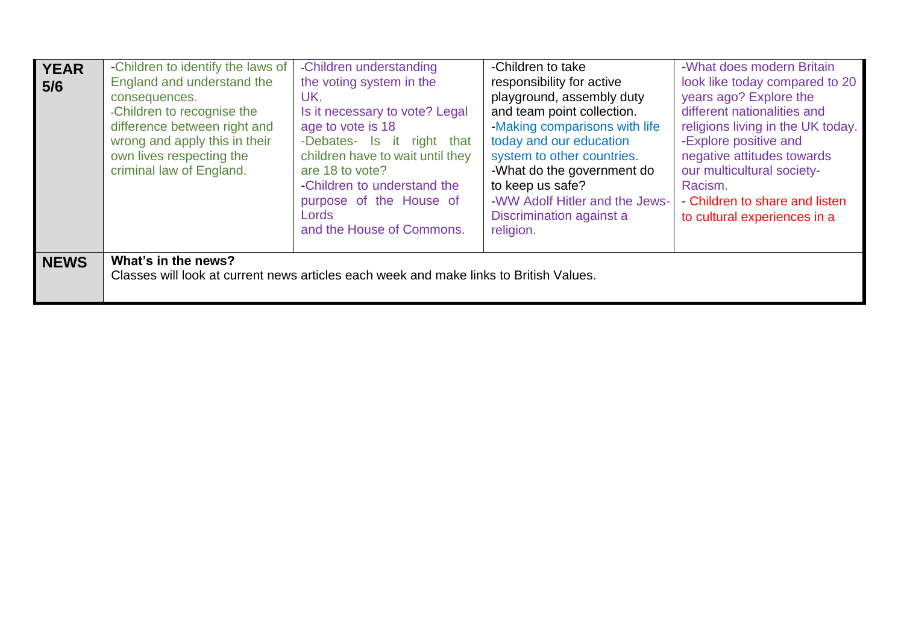| **YEAR 5/6** | -Children to identify the laws of England and understand the consequences.<br>-Children to recognise the difference between right and wrong and apply this in their own lives respecting the criminal law of England. | -Children understanding the voting system in the UK.<br>Is it necessary to vote? Legal age to vote is 18<br>-Debates- Is it right that children have to wait until they are 18 to vote?<br>-Children to understand the purpose of the House of Lords and the House of Commons. | -Children to take responsibility for active playground, assembly duty and team point collection.<br>-Making comparisons with life today and our education system to other countries.<br>-What do the government do to keep us safe?<br>-WW Adolf Hitler and the Jews- Discrimination against a religion. | -What does modern Britain look like today compared to 20 years ago? Explore the different nationalities and religions living in the UK today.<br>-Explore positive and negative attitudes towards our multicultural society- Racism.<br>- Children to share and listen to cultural experiences in a |
|---|---|---|---|---|
| **NEWS** | **What's in the news?**<br>Classes will look at current news articles each week and make links to British Values. | | | |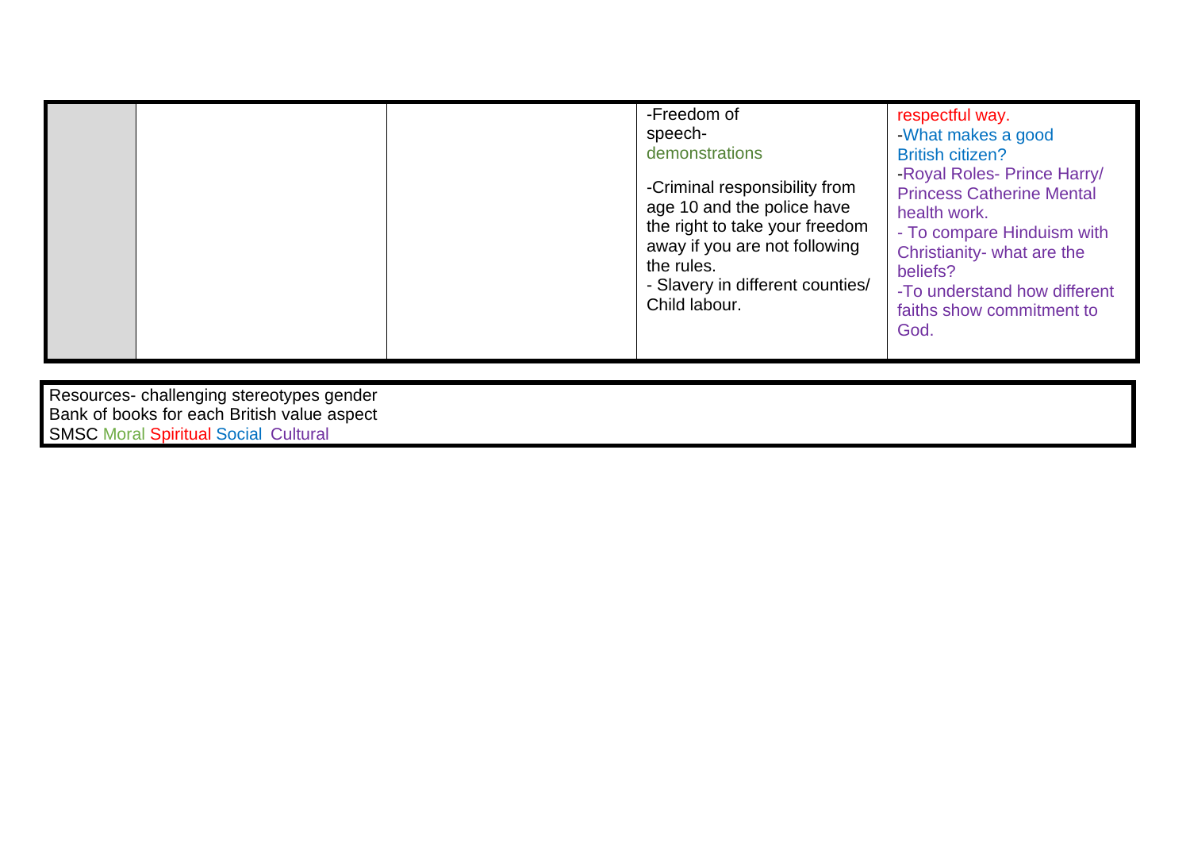| | | | | |
|---|---|---|---|---|
| | | | -Freedom of speech- demonstrations<br><br>-Criminal responsibility from age 10 and the police have the right to take your freedom away if you are not following the rules.<br>- Slavery in different counties/ Child labour. | respectful way.<br>-What makes a good British citizen?<br>-Royal Roles- Prince Harry/ Princess Catherine Mental health work.<br>- To compare Hinduism with Christianity- what are the beliefs?<br>-To understand how different faiths show commitment to God. |

Resources- challenging stereotypes gender
Bank of books for each British value aspect
SMSC Moral Spiritual Social Cultural